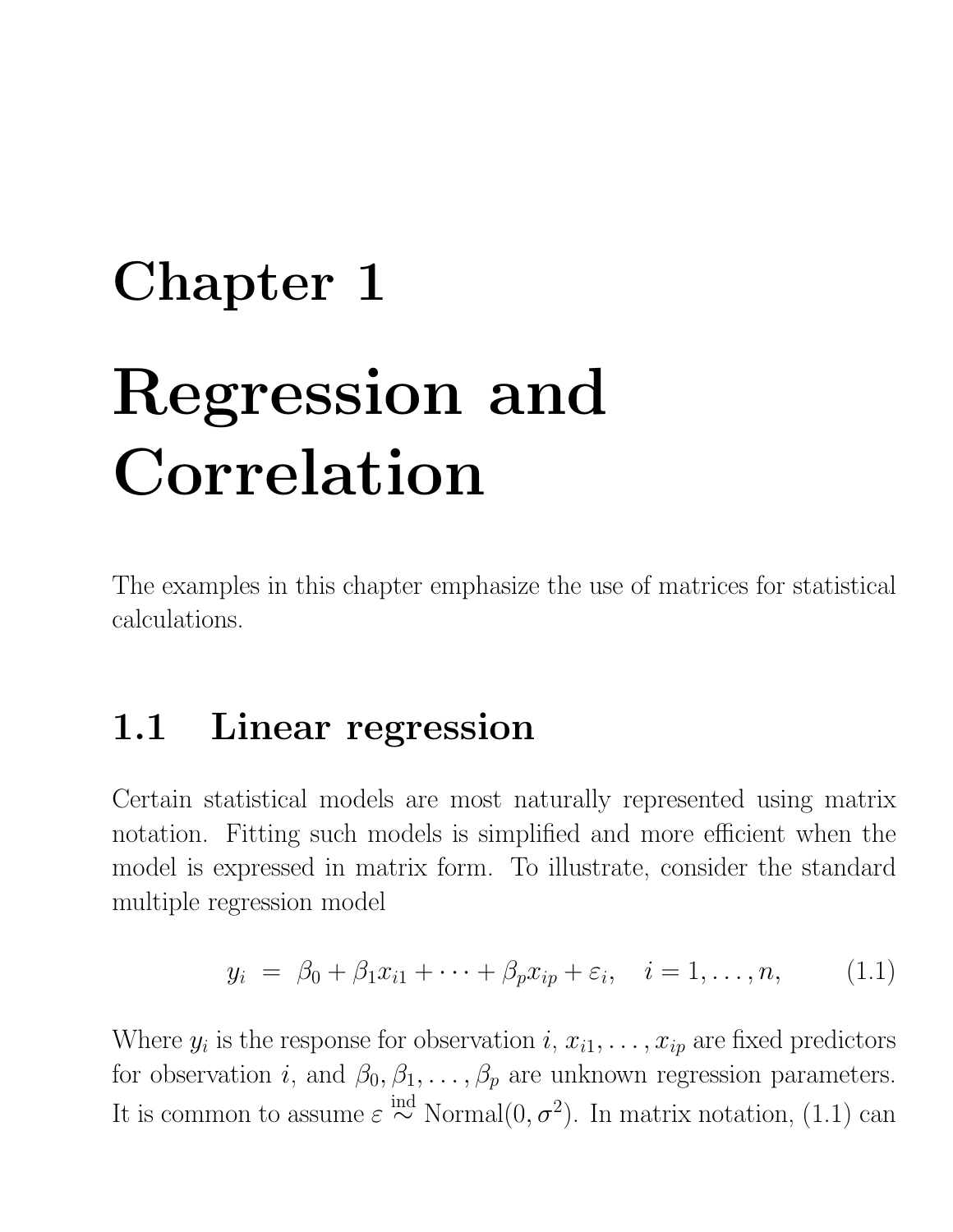# Chapter 1

# Regression and Correlation

The examples in this chapter emphasize the use of matrices for statistical calculations.

## 1.1 Linear regression

Certain statistical models are most naturally represented using matrix notation. Fitting such models is simplified and more efficient when the model is expressed in matrix form. To illustrate, consider the standard multiple regression model

$$y_i \;=\; \beta_0 + \beta_1 x_{i1} + \cdots + \beta_p x_{ip} + \varepsilon_i, \quad i = 1, \ldots, n, \tag{1.1}$$

Where $y_i$ is the response for observation $i$, $x_{i1}, \ldots, x_{ip}$ are fixed predictors for observation $i$, and $\beta_0, \beta_1, \ldots, \beta_p$ are unknown regression parameters. It is common to assume $\varepsilon \overset{\text{ind}}{\sim} \text{Normal}(0, \sigma^2)$. In matrix notation, (1.1) can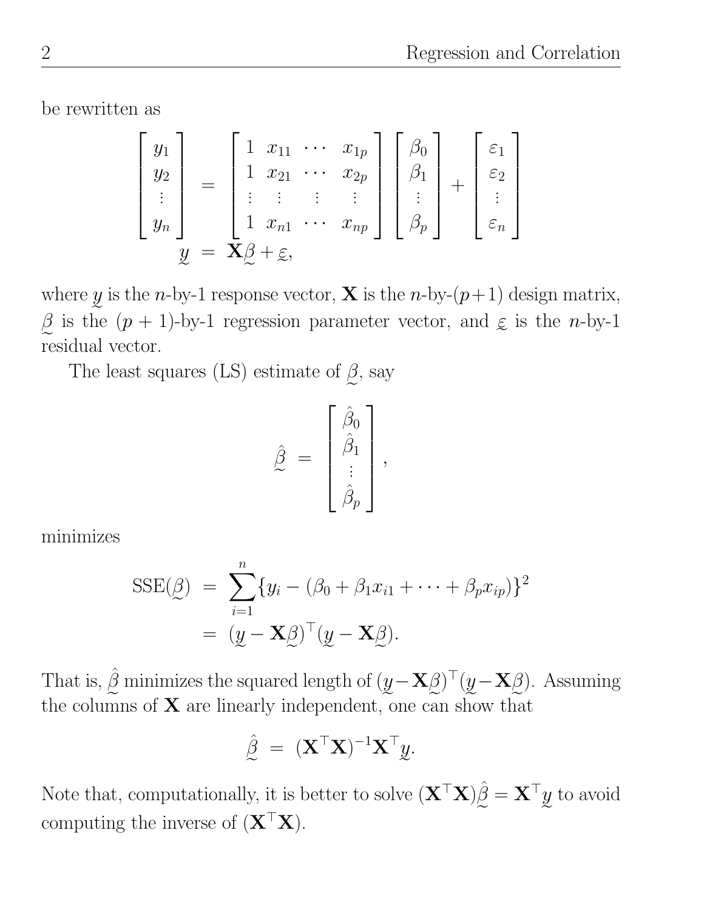be rewritten as

$$
\begin{bmatrix} y_1 \\ y_2 \\ \vdots \\ y_n \end{bmatrix} = \begin{bmatrix} 1 & x_{11} & \cdots & x_{1p} \\ 1 & x_{21} & \cdots & x_{2p} \\ \vdots & \vdots & \vdots & \vdots \\ 1 & x_{n1} & \cdots & x_{np} \end{bmatrix} \begin{bmatrix} \beta_0 \\ \beta_1 \\ \vdots \\ \beta_p \end{bmatrix} + \begin{bmatrix} \varepsilon_1 \\ \varepsilon_2 \\ \vdots \\ \varepsilon_n \end{bmatrix}
$$

$$
\underset{\sim}{y} = \mathbf{X}\underset{\sim}{\beta} + \underset{\sim}{\varepsilon},
$$

where $\underset{\sim}{y}$ is the $n$-by-1 response vector, $\mathbf{X}$ is the $n$-by-$(p+1)$ design matrix, $\underset{\sim}{\beta}$ is the $(p+1)$-by-1 regression parameter vector, and $\underset{\sim}{\varepsilon}$ is the $n$-by-1 residual vector.

The least squares (LS) estimate of $\underset{\sim}{\beta}$, say

$$
\hat{\underset{\sim}{\beta}} = \begin{bmatrix} \hat{\beta}_0 \\ \hat{\beta}_1 \\ \vdots \\ \hat{\beta}_p \end{bmatrix},
$$

minimizes

$$
\begin{aligned}
\text{SSE}(\underset{\sim}{\beta}) &= \sum_{i=1}^{n} \{y_i - (\beta_0 + \beta_1 x_{i1} + \cdots + \beta_p x_{ip})\}^2 \\
&= (\underset{\sim}{y} - \mathbf{X}\underset{\sim}{\beta})^\top (\underset{\sim}{y} - \mathbf{X}\underset{\sim}{\beta}).
\end{aligned}
$$

That is, $\hat{\underset{\sim}{\beta}}$ minimizes the squared length of $(\underset{\sim}{y} - \mathbf{X}\underset{\sim}{\beta})^\top (\underset{\sim}{y} - \mathbf{X}\underset{\sim}{\beta})$. Assuming the columns of $\mathbf{X}$ are linearly independent, one can show that

$$
\hat{\underset{\sim}{\beta}} = (\mathbf{X}^\top \mathbf{X})^{-1} \mathbf{X}^\top \underset{\sim}{y}.
$$

Note that, computationally, it is better to solve $(\mathbf{X}^\top \mathbf{X})\hat{\underset{\sim}{\beta}} = \mathbf{X}^\top \underset{\sim}{y}$ to avoid computing the inverse of $(\mathbf{X}^\top \mathbf{X})$.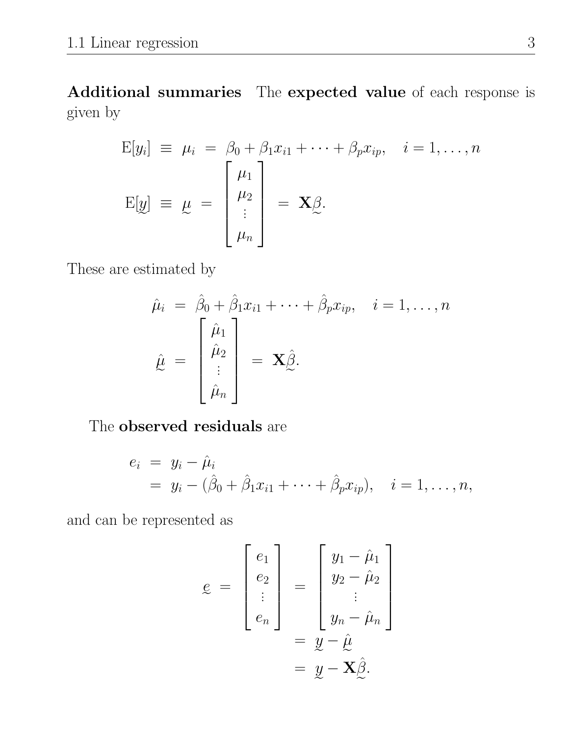**Additional summaries** The **expected value** of each response is given by

$$
\begin{aligned}
\mathrm{E}[y_i] \;\equiv\; \mu_i \;&=\; \beta_0 + \beta_1 x_{i1} + \cdots + \beta_p x_{ip}, \quad i = 1, \ldots, n \\
\mathrm{E}[\underset{\sim}{y}] \;\equiv\; \underset{\sim}{\mu} \;&=\; \begin{bmatrix} \mu_1 \\ \mu_2 \\ \vdots \\ \mu_n \end{bmatrix} \;=\; \mathbf{X}\underset{\sim}{\beta}.
\end{aligned}
$$

These are estimated by

$$
\begin{aligned}
\hat{\mu}_i \;&=\; \hat{\beta}_0 + \hat{\beta}_1 x_{i1} + \cdots + \hat{\beta}_p x_{ip}, \quad i = 1, \ldots, n \\
\hat{\underset{\sim}{\mu}} \;&=\; \begin{bmatrix} \hat{\mu}_1 \\ \hat{\mu}_2 \\ \vdots \\ \hat{\mu}_n \end{bmatrix} \;=\; \mathbf{X}\hat{\underset{\sim}{\beta}}.
\end{aligned}
$$

The **observed residuals** are

$$
\begin{aligned}
e_i \;&=\; y_i - \hat{\mu}_i \\
&=\; y_i - (\hat{\beta}_0 + \hat{\beta}_1 x_{i1} + \cdots + \hat{\beta}_p x_{ip}), \quad i = 1, \ldots, n,
\end{aligned}
$$

and can be represented as

$$
\begin{aligned}
\underset{\sim}{e} \;=\; \begin{bmatrix} e_1 \\ e_2 \\ \vdots \\ e_n \end{bmatrix} \;&=\; \begin{bmatrix} y_1 - \hat{\mu}_1 \\ y_2 - \hat{\mu}_2 \\ \vdots \\ y_n - \hat{\mu}_n \end{bmatrix} \\
&=\; \underset{\sim}{y} - \hat{\underset{\sim}{\mu}} \\
&=\; \underset{\sim}{y} - \mathbf{X}\hat{\underset{\sim}{\beta}}.
\end{aligned}
$$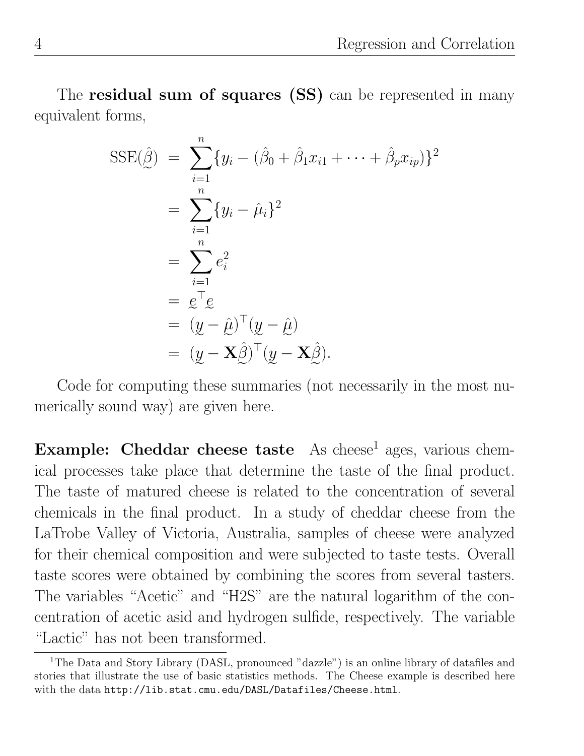The **residual sum of squares (SS)** can be represented in many equivalent forms,

$$
\begin{aligned}
\text{SSE}(\underset{\sim}{\hat{\beta}}) &= \sum_{i=1}^{n} \{y_i - (\hat{\beta}_0 + \hat{\beta}_1 x_{i1} + \cdots + \hat{\beta}_p x_{ip})\}^2 \\
&= \sum_{i=1}^{n} \{y_i - \hat{\mu}_i\}^2 \\
&= \sum_{i=1}^{n} e_i^2 \\
&= \underset{\sim}{e}^\top \underset{\sim}{e} \\
&= (\underset{\sim}{y} - \underset{\sim}{\hat{\mu}})^\top (\underset{\sim}{y} - \underset{\sim}{\hat{\mu}}) \\
&= (\underset{\sim}{y} - \mathbf{X}\underset{\sim}{\hat{\beta}})^\top (\underset{\sim}{y} - \mathbf{X}\underset{\sim}{\hat{\beta}}).
\end{aligned}
$$

Code for computing these summaries (not necessarily in the most numerically sound way) are given here.

**Example: Cheddar cheese taste** As cheese[1] ages, various chemical processes take place that determine the taste of the final product. The taste of matured cheese is related to the concentration of several chemicals in the final product. In a study of cheddar cheese from the LaTrobe Valley of Victoria, Australia, samples of cheese were analyzed for their chemical composition and were subjected to taste tests. Overall taste scores were obtained by combining the scores from several tasters. The variables "Acetic" and "H2S" are the natural logarithm of the concentration of acetic asid and hydrogen sulfide, respectively. The variable "Lactic" has not been transformed.

[1]The Data and Story Library (DASL, pronounced "dazzle") is an online library of datafiles and stories that illustrate the use of basic statistics methods. The Cheese example is described here with the data `http://lib.stat.cmu.edu/DASL/Datafiles/Cheese.html`.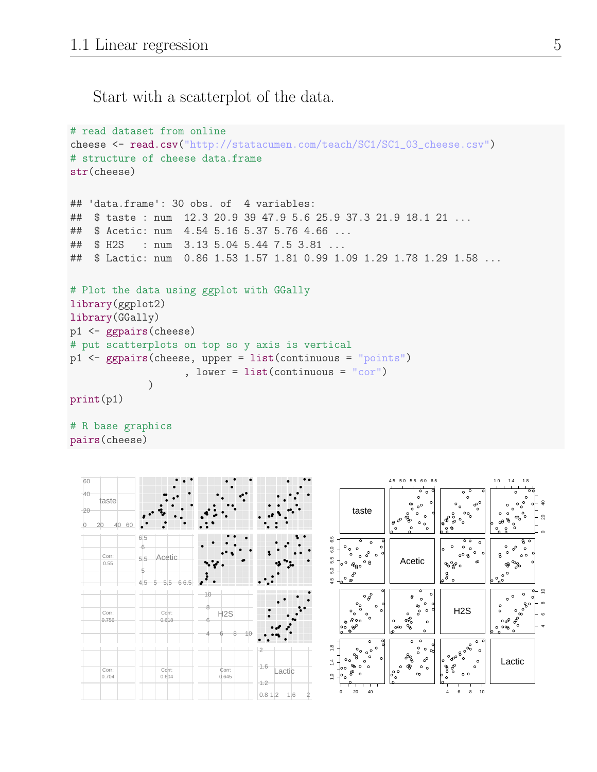Start with a scatterplot of the data.

```
# read dataset from online
cheese <- read.csv("http://statacumen.com/teach/SC1/SC1_03_cheese.csv")
# structure of cheese data.frame
str(cheese)

## 'data.frame': 30 obs. of  4 variables:
##  $ taste : num  12.3 20.9 39 47.9 5.6 25.9 37.3 21.9 18.1 21 ...
##  $ Acetic: num  4.54 5.16 5.37 5.76 4.66 ...
##  $ H2S   : num  3.13 5.04 5.44 7.5 3.81 ...
##  $ Lactic: num  0.86 1.53 1.57 1.81 0.99 1.09 1.29 1.78 1.29 1.58 ...

# Plot the data using ggplot with GGally
library(ggplot2)
library(GGally)
p1 <- ggpairs(cheese)
# put scatterplots on top so y axis is vertical
p1 <- ggpairs(cheese, upper = list(continuous = "points")
                    , lower = list(continuous = "cor")
              )
print(p1)

# R base graphics
pairs(cheese)
```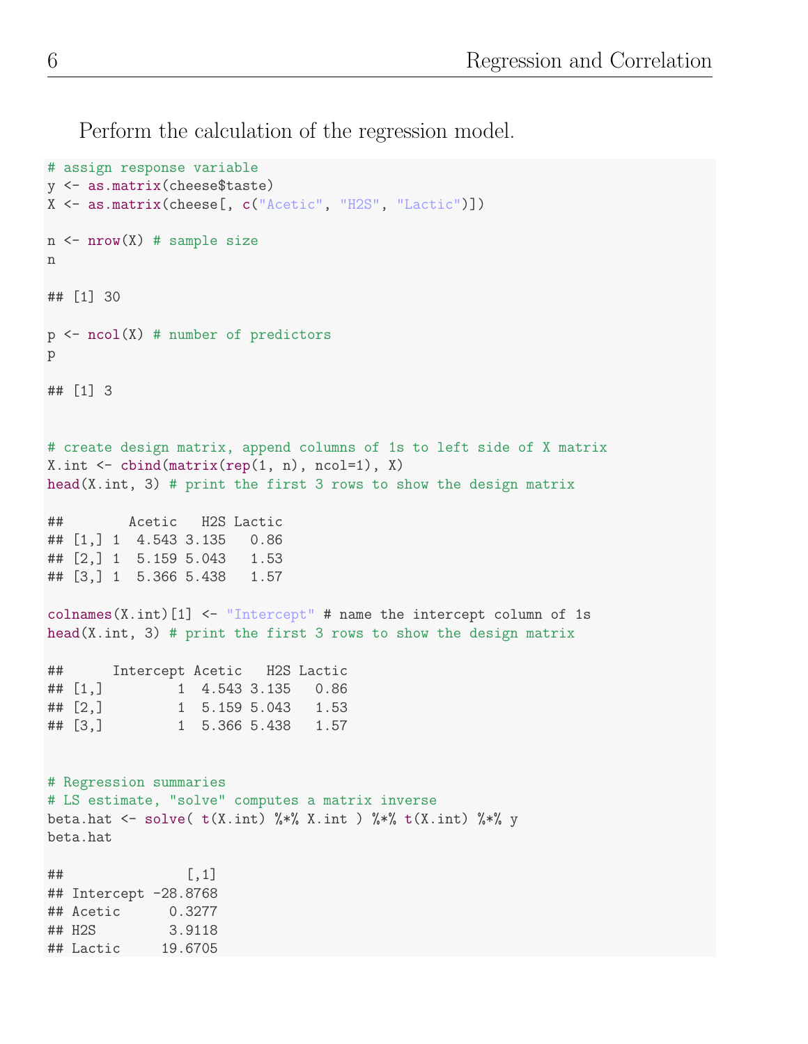Perform the calculation of the regression model.

```
# assign response variable
y <- as.matrix(cheese$taste)
X <- as.matrix(cheese[, c("Acetic", "H2S", "Lactic")])

n <- nrow(X) # sample size
n

## [1] 30

p <- ncol(X) # number of predictors
p

## [1] 3


# create design matrix, append columns of 1s to left side of X matrix
X.int <- cbind(matrix(rep(1, n), ncol=1), X)
head(X.int, 3) # print the first 3 rows to show the design matrix

##        Acetic   H2S Lactic
## [1,] 1  4.543 3.135   0.86
## [2,] 1  5.159 5.043   1.53
## [3,] 1  5.366 5.438   1.57

colnames(X.int)[1] <- "Intercept" # name the intercept column of 1s
head(X.int, 3) # print the first 3 rows to show the design matrix

##      Intercept Acetic   H2S Lactic
## [1,]         1  4.543 3.135   0.86
## [2,]         1  5.159 5.043   1.53
## [3,]         1  5.366 5.438   1.57


# Regression summaries
# LS estimate, "solve" computes a matrix inverse
beta.hat <- solve( t(X.int) %*% X.int ) %*% t(X.int) %*% y
beta.hat

##               [,1]
## Intercept -28.8768
## Acetic      0.3277
## H2S         3.9118
## Lactic     19.6705
```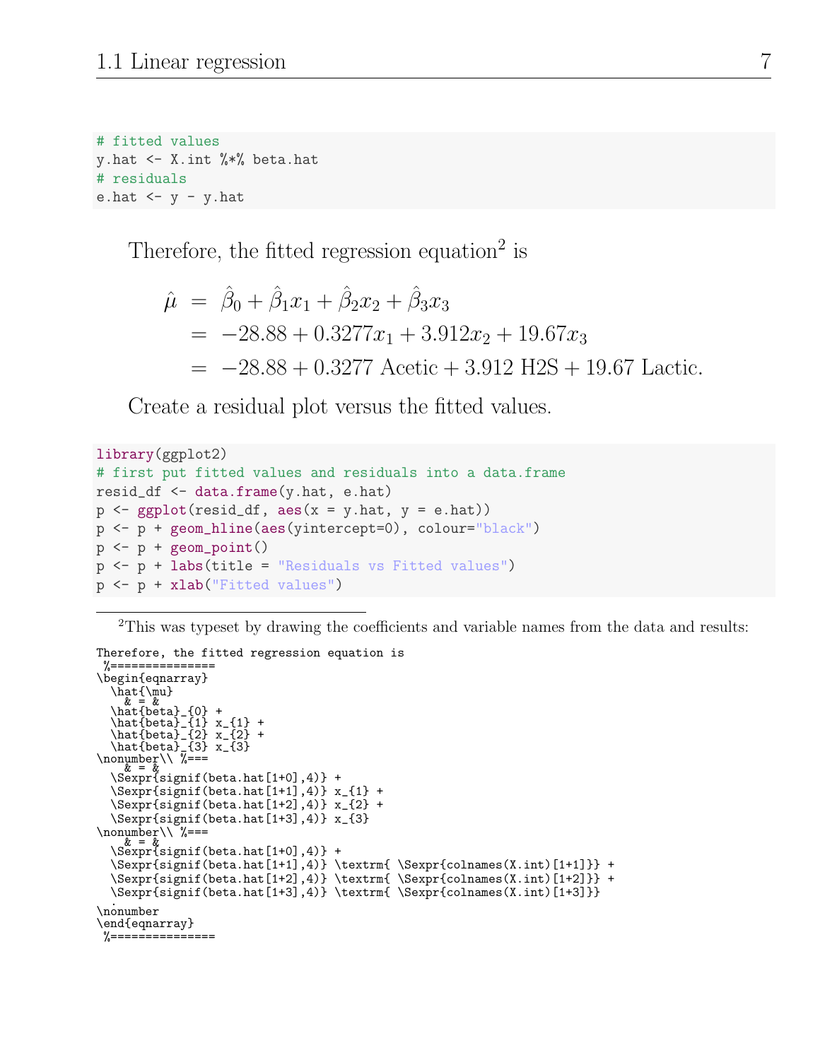```
# fitted values
y.hat <- X.int %*% beta.hat
# residuals
e.hat <- y - y.hat
```

Therefore, the fitted regression equation[2] is

$$
\begin{aligned}
\hat{\mu} &= \hat{\beta}_0 + \hat{\beta}_1 x_1 + \hat{\beta}_2 x_2 + \hat{\beta}_3 x_3 \\
&= -28.88 + 0.3277 x_1 + 3.912 x_2 + 19.67 x_3 \\
&= -28.88 + 0.3277 \text{ Acetic} + 3.912 \text{ H2S} + 19.67 \text{ Lactic}.
\end{aligned}
$$

Create a residual plot versus the fitted values.

```
library(ggplot2)
# first put fitted values and residuals into a data.frame
resid_df <- data.frame(y.hat, e.hat)
p <- ggplot(resid_df, aes(x = y.hat, y = e.hat))
p <- p + geom_hline(aes(yintercept=0), colour="black")
p <- p + geom_point()
p <- p + labs(title = "Residuals vs Fitted values")
p <- p + xlab("Fitted values")
```

---

[2] This was typeset by drawing the coefficients and variable names from the data and results:

```
Therefore, the fitted regression equation is
 %===============
\begin{eqnarray}
  \hat{\mu}
    & = &
  \hat{beta}_{0} +
  \hat{beta}_{1} x_{1} +
  \hat{beta}_{2} x_{2} +
  \hat{beta}_{3} x_{3}
\nonumber\\ %===
    & = &
  \Sexpr{signif(beta.hat[1+0],4)} +
  \Sexpr{signif(beta.hat[1+1],4)} x_{1} +
  \Sexpr{signif(beta.hat[1+2],4)} x_{2} +
  \Sexpr{signif(beta.hat[1+3],4)} x_{3}
\nonumber\\ %===
    & = &
  \Sexpr{signif(beta.hat[1+0],4)} +
  \Sexpr{signif(beta.hat[1+1],4)} \textrm{ \Sexpr{colnames(X.int)[1+1]}} +
  \Sexpr{signif(beta.hat[1+2],4)} \textrm{ \Sexpr{colnames(X.int)[1+2]}} +
  \Sexpr{signif(beta.hat[1+3],4)} \textrm{ \Sexpr{colnames(X.int)[1+3]}}
  .
\nonumber
\end{eqnarray}
 %===============
```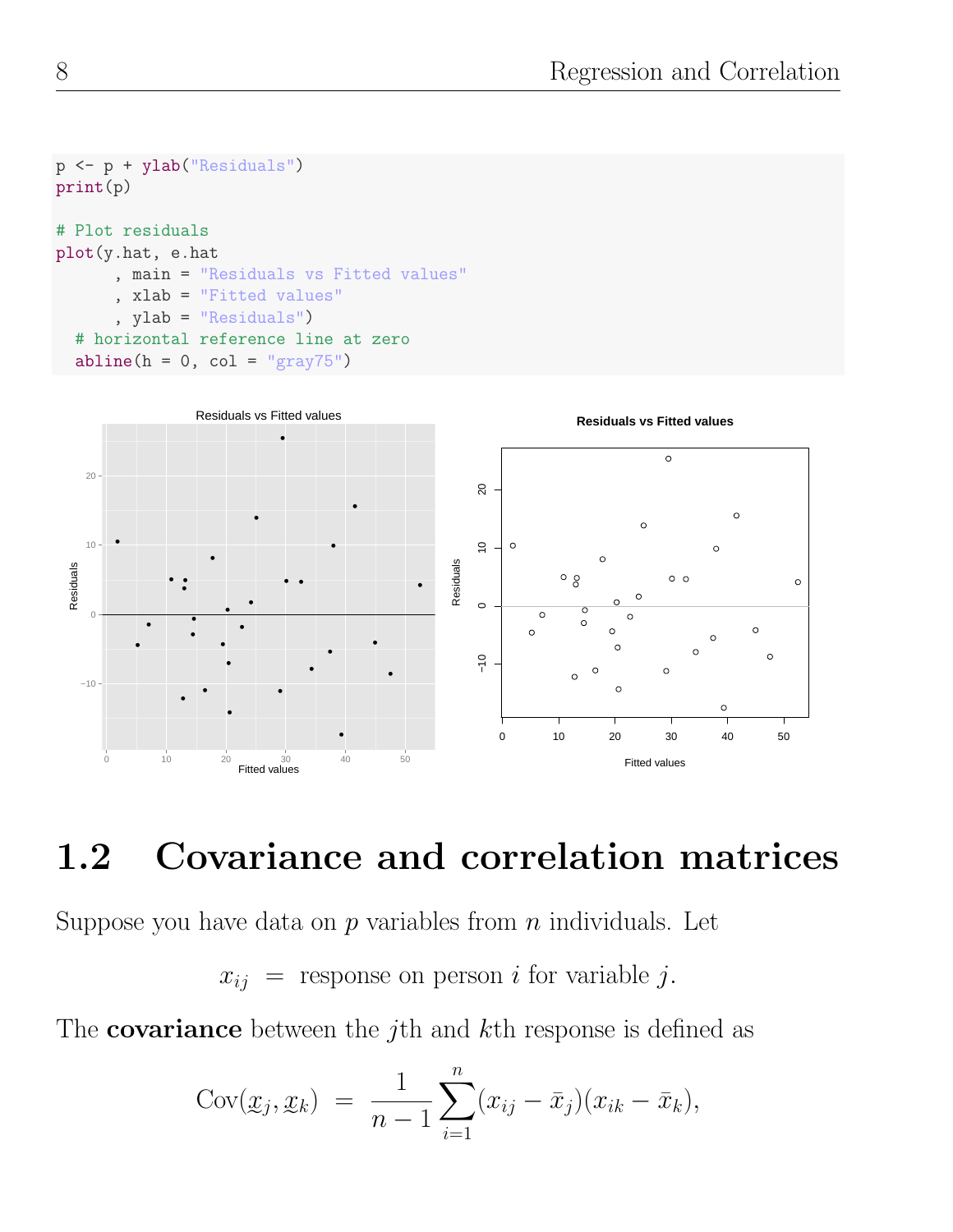```
p <- p + ylab("Residuals")
print(p)

# Plot residuals
plot(y.hat, e.hat
      , main = "Residuals vs Fitted values"
      , xlab = "Fitted values"
      , ylab = "Residuals")
  # horizontal reference line at zero
  abline(h = 0, col = "gray75")
```

## 1.2 Covariance and correlation matrices

Suppose you have data on $p$ variables from $n$ individuals. Let

$$x_{ij} = \text{response on person } i \text{ for variable } j.$$

The **covariance** between the $j$th and $k$th response is defined as

$$\text{Cov}(\underset{\sim}{x}_j, \underset{\sim}{x}_k) = \frac{1}{n-1}\sum_{i=1}^{n}(x_{ij} - \bar{x}_j)(x_{ik} - \bar{x}_k),$$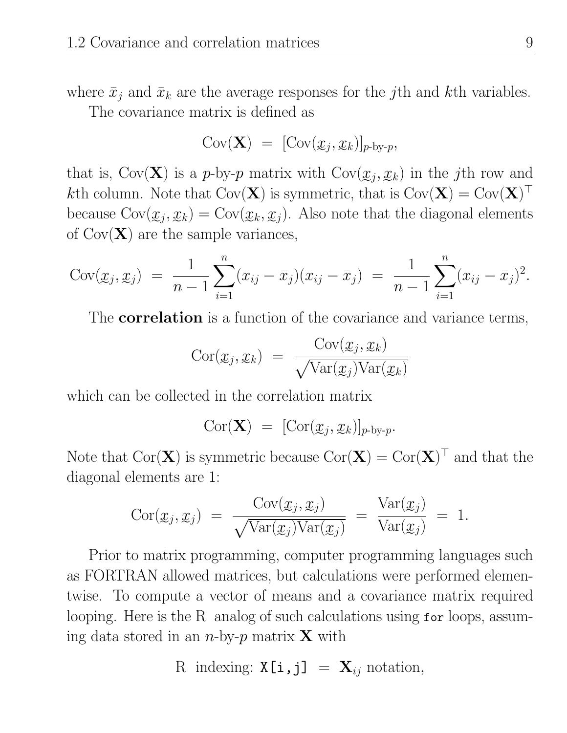where $\bar{x}_j$ and $\bar{x}_k$ are the average responses for the $j$th and $k$th variables.

The covariance matrix is defined as

$$\text{Cov}(\mathbf{X}) \;=\; [\text{Cov}(\underset{\sim}{x}_j, \underset{\sim}{x}_k)]_{p\text{-by-}p},$$

that is, $\text{Cov}(\mathbf{X})$ is a $p$-by-$p$ matrix with $\text{Cov}(\underset{\sim}{x}_j, \underset{\sim}{x}_k)$ in the $j$th row and $k$th column. Note that $\text{Cov}(\mathbf{X})$ is symmetric, that is $\text{Cov}(\mathbf{X}) = \text{Cov}(\mathbf{X})^\top$ because $\text{Cov}(\underset{\sim}{x}_j, \underset{\sim}{x}_k) = \text{Cov}(\underset{\sim}{x}_k, \underset{\sim}{x}_j)$. Also note that the diagonal elements of $\text{Cov}(\mathbf{X})$ are the sample variances,

$$\text{Cov}(\underset{\sim}{x}_j, \underset{\sim}{x}_j) \;=\; \frac{1}{n-1}\sum_{i=1}^{n}(x_{ij} - \bar{x}_j)(x_{ij} - \bar{x}_j) \;=\; \frac{1}{n-1}\sum_{i=1}^{n}(x_{ij} - \bar{x}_j)^2.$$

The **correlation** is a function of the covariance and variance terms,

$$\text{Cor}(\underset{\sim}{x}_j, \underset{\sim}{x}_k) \;=\; \frac{\text{Cov}(\underset{\sim}{x}_j, \underset{\sim}{x}_k)}{\sqrt{\text{Var}(\underset{\sim}{x}_j)\text{Var}(\underset{\sim}{x}_k)}}$$

which can be collected in the correlation matrix

$$\text{Cor}(\mathbf{X}) \;=\; [\text{Cor}(\underset{\sim}{x}_j, \underset{\sim}{x}_k)]_{p\text{-by-}p}.$$

Note that $\text{Cor}(\mathbf{X})$ is symmetric because $\text{Cor}(\mathbf{X}) = \text{Cor}(\mathbf{X})^\top$ and that the diagonal elements are 1:

$$\text{Cor}(\underset{\sim}{x}_j, \underset{\sim}{x}_j) \;=\; \frac{\text{Cov}(\underset{\sim}{x}_j, \underset{\sim}{x}_j)}{\sqrt{\text{Var}(\underset{\sim}{x}_j)\text{Var}(\underset{\sim}{x}_j)}} \;=\; \frac{\text{Var}(\underset{\sim}{x}_j)}{\text{Var}(\underset{\sim}{x}_j)} \;=\; 1.$$

Prior to matrix programming, computer programming languages such as FORTRAN allowed matrices, but calculations were performed elementwise. To compute a vector of means and a covariance matrix required looping. Here is the R analog of such calculations using `for` loops, assuming data stored in an $n$-by-$p$ matrix $\mathbf{X}$ with

R indexing: `X[i,j]` $= \mathbf{X}_{ij}$ notation,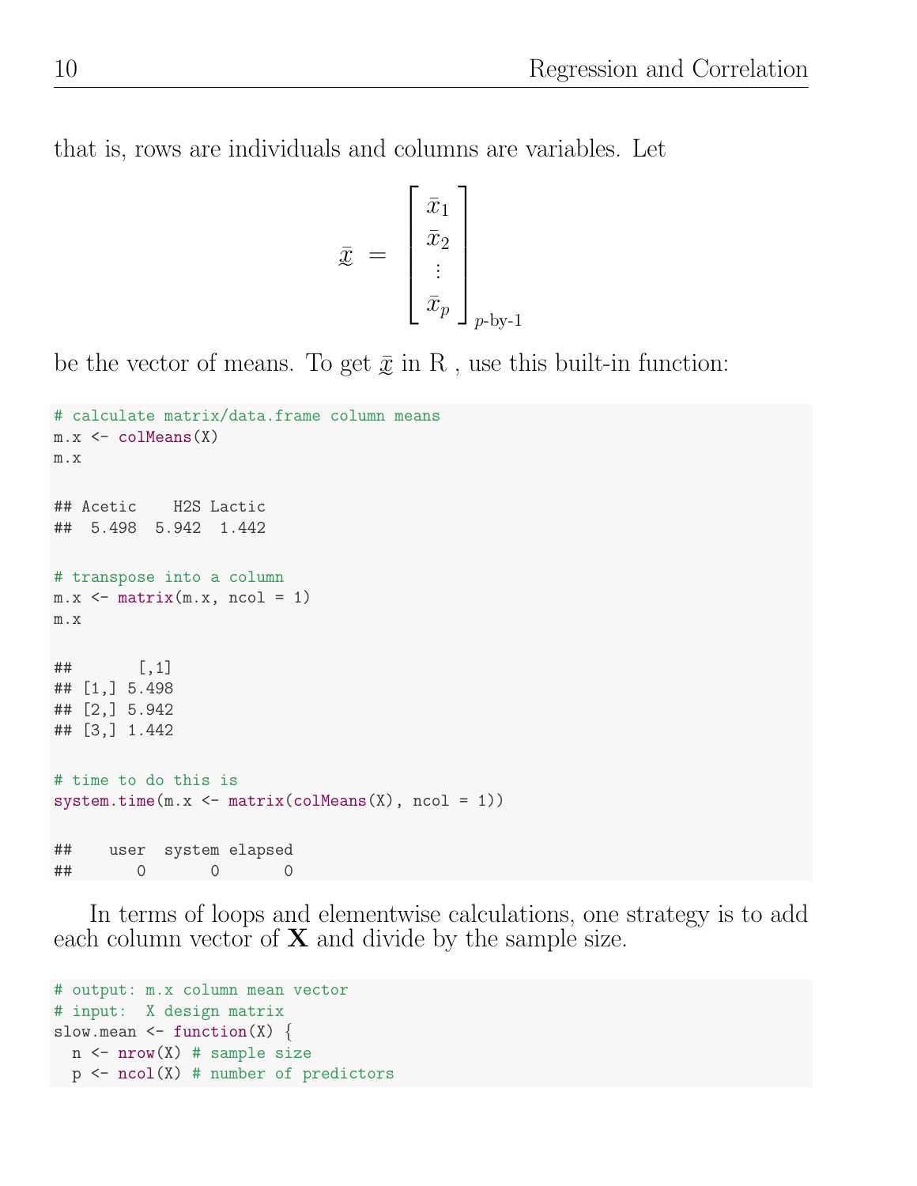that is, rows are individuals and columns are variables. Let

$$\underset{\sim}{\bar{x}} = \begin{bmatrix} \bar{x}_1 \\ \bar{x}_2 \\ \vdots \\ \bar{x}_p \end{bmatrix}_{p\text{-by-}1}$$

be the vector of means. To get $\underset{\sim}{\bar{x}}$ in R , use this built-in function:

```
# calculate matrix/data.frame column means
m.x <- colMeans(X)
m.x

## Acetic    H2S Lactic
##  5.498  5.942  1.442

# transpose into a column
m.x <- matrix(m.x, ncol = 1)
m.x

##       [,1]
## [1,] 5.498
## [2,] 5.942
## [3,] 1.442

# time to do this is
system.time(m.x <- matrix(colMeans(X), ncol = 1))

##    user  system elapsed
##       0       0       0
```

In terms of loops and elementwise calculations, one strategy is to add each column vector of $\mathbf{X}$ and divide by the sample size.

```
# output: m.x column mean vector
# input:  X design matrix
slow.mean <- function(X) {
  n <- nrow(X) # sample size
  p <- ncol(X) # number of predictors
```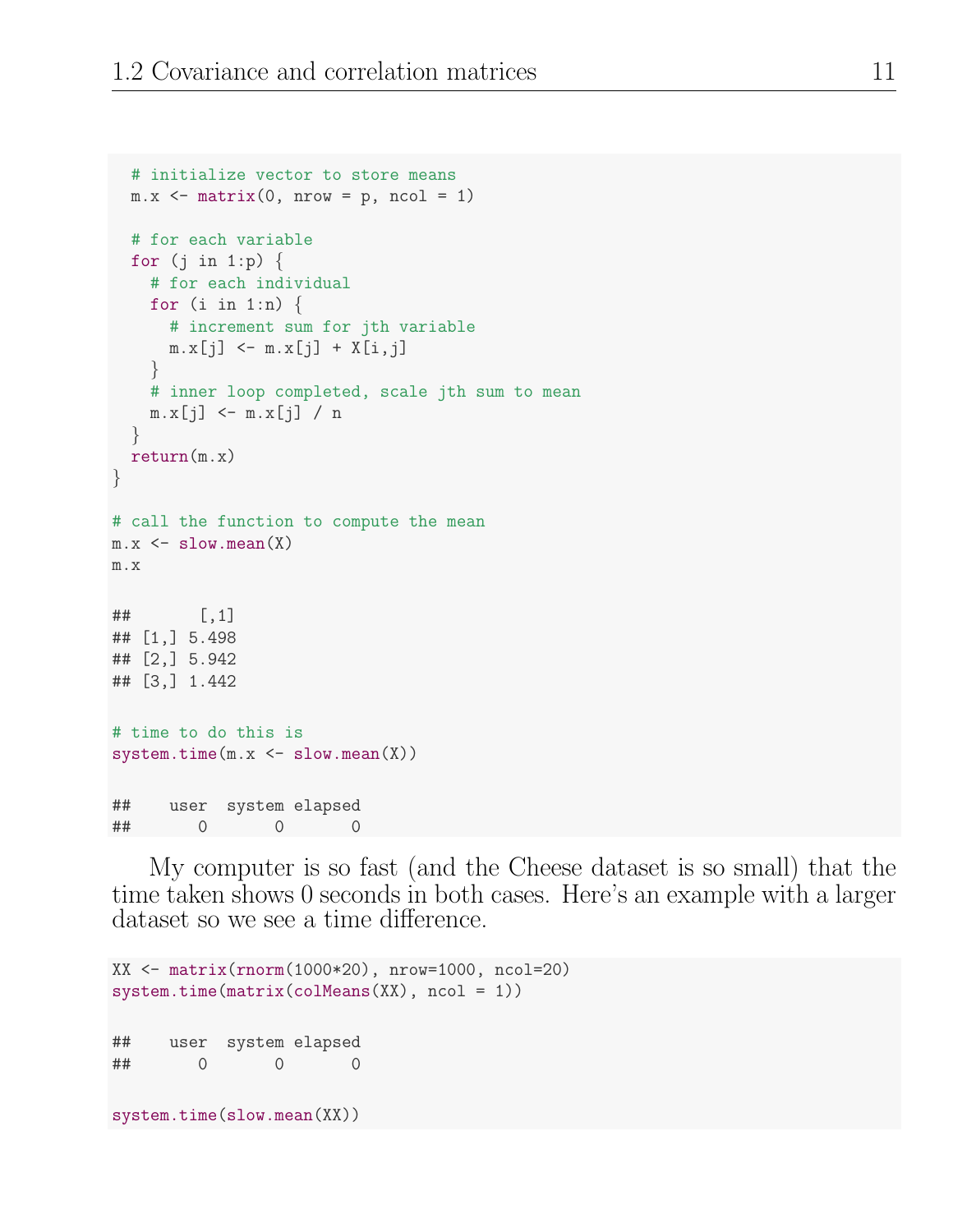```
  # initialize vector to store means
  m.x <- matrix(0, nrow = p, ncol = 1)

  # for each variable
  for (j in 1:p) {
    # for each individual
    for (i in 1:n) {
      # increment sum for jth variable
      m.x[j] <- m.x[j] + X[i,j]
    }
    # inner loop completed, scale jth sum to mean
    m.x[j] <- m.x[j] / n
  }
  return(m.x)
}

# call the function to compute the mean
m.x <- slow.mean(X)
m.x

##       [,1]
## [1,] 5.498
## [2,] 5.942
## [3,] 1.442

# time to do this is
system.time(m.x <- slow.mean(X))

##    user  system elapsed
##       0       0       0
```

My computer is so fast (and the Cheese dataset is so small) that the time taken shows 0 seconds in both cases. Here's an example with a larger dataset so we see a time difference.

```
XX <- matrix(rnorm(1000*20), nrow=1000, ncol=20)
system.time(matrix(colMeans(XX), ncol = 1))

##    user  system elapsed
##       0       0       0

system.time(slow.mean(XX))
```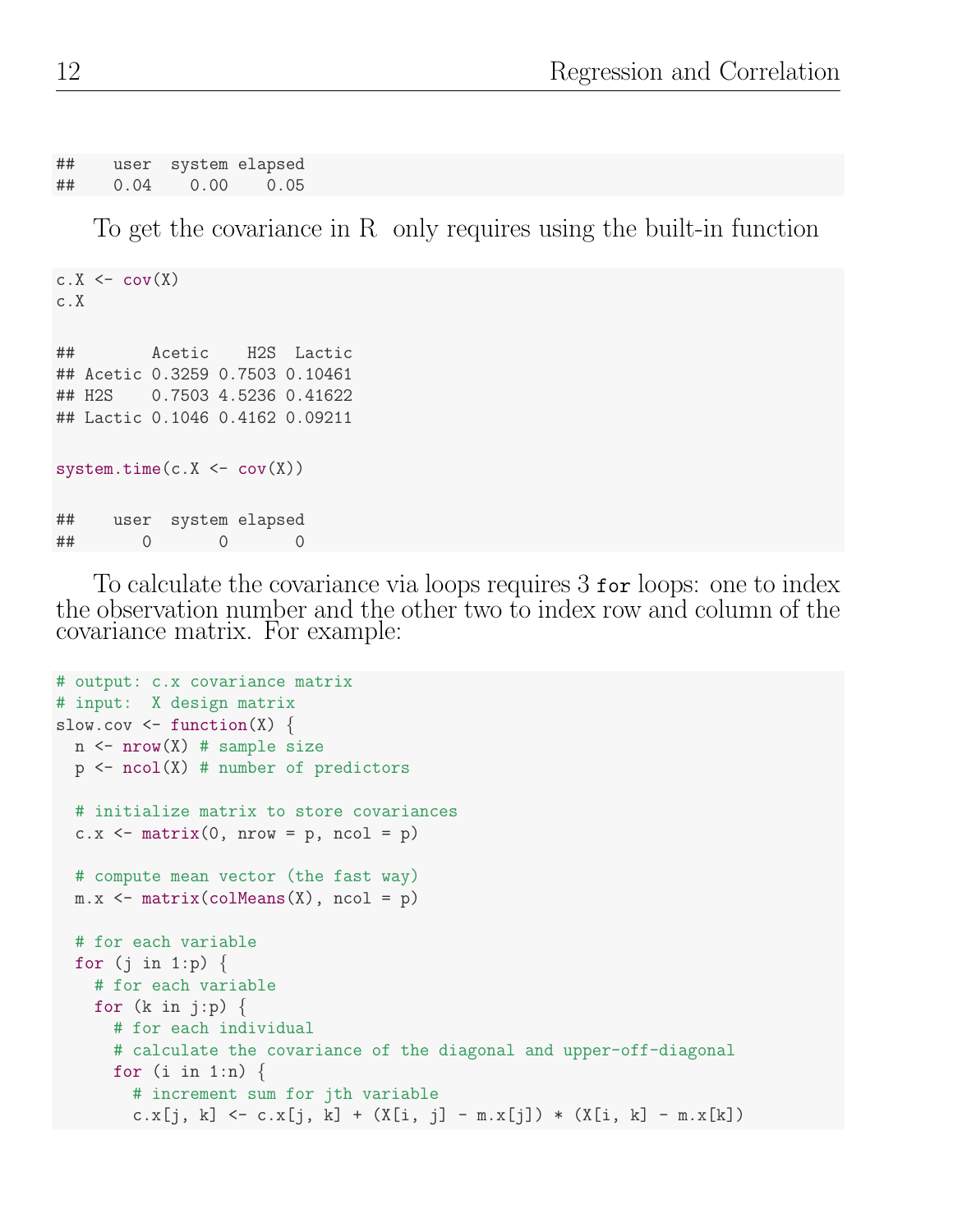```
##    user  system elapsed
##    0.04    0.00    0.05
```

To get the covariance in R only requires using the built-in function

```
c.X <- cov(X)
c.X

##        Acetic    H2S  Lactic
## Acetic 0.3259 0.7503 0.10461
## H2S    0.7503 4.5236 0.41622
## Lactic 0.1046 0.4162 0.09211

system.time(c.X <- cov(X))

##    user  system elapsed
##       0       0       0
```

To calculate the covariance via loops requires 3 `for` loops: one to index the observation number and the other two to index row and column of the covariance matrix. For example:

```
# output: c.x covariance matrix
# input:  X design matrix
slow.cov <- function(X) {
  n <- nrow(X) # sample size
  p <- ncol(X) # number of predictors

  # initialize matrix to store covariances
  c.x <- matrix(0, nrow = p, ncol = p)

  # compute mean vector (the fast way)
  m.x <- matrix(colMeans(X), ncol = p)

  # for each variable
  for (j in 1:p) {
    # for each variable
    for (k in j:p) {
      # for each individual
      # calculate the covariance of the diagonal and upper-off-diagonal
      for (i in 1:n) {
        # increment sum for jth variable
        c.x[j, k] <- c.x[j, k] + (X[i, j] - m.x[j]) * (X[i, k] - m.x[k])
```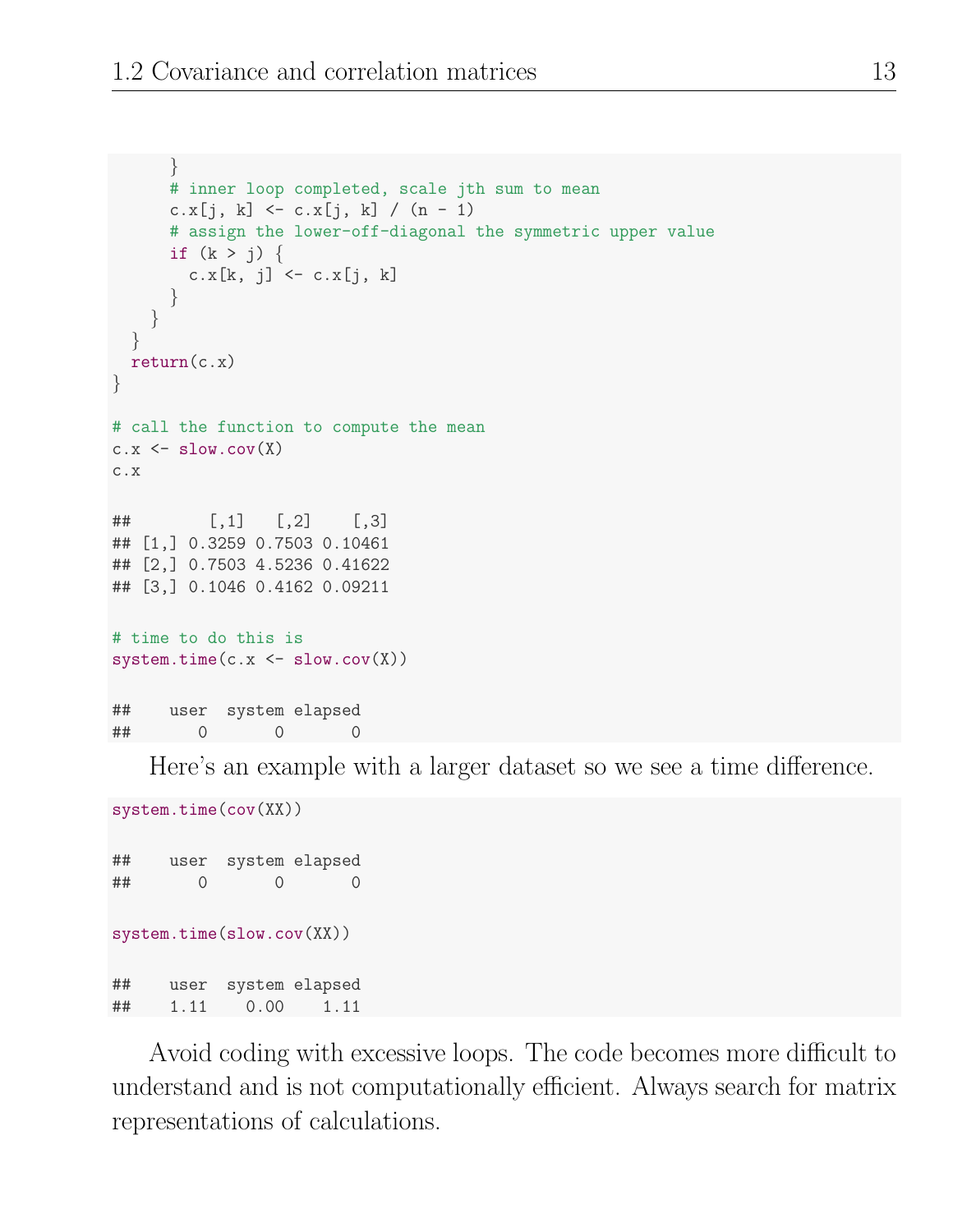```
      }
      # inner loop completed, scale jth sum to mean
      c.x[j, k] <- c.x[j, k] / (n - 1)
      # assign the lower-off-diagonal the symmetric upper value
      if (k > j) {
        c.x[k, j] <- c.x[j, k]
      }
    }
  }
  return(c.x)
}

# call the function to compute the mean
c.x <- slow.cov(X)
c.x

##        [,1]   [,2]    [,3]
## [1,] 0.3259 0.7503 0.10461
## [2,] 0.7503 4.5236 0.41622
## [3,] 0.1046 0.4162 0.09211

# time to do this is
system.time(c.x <- slow.cov(X))

##    user  system elapsed
##       0       0       0
```

Here's an example with a larger dataset so we see a time difference.

```
system.time(cov(XX))

##    user  system elapsed
##       0       0       0

system.time(slow.cov(XX))

##    user  system elapsed
##    1.11    0.00    1.11
```

Avoid coding with excessive loops. The code becomes more difficult to understand and is not computationally efficient. Always search for matrix representations of calculations.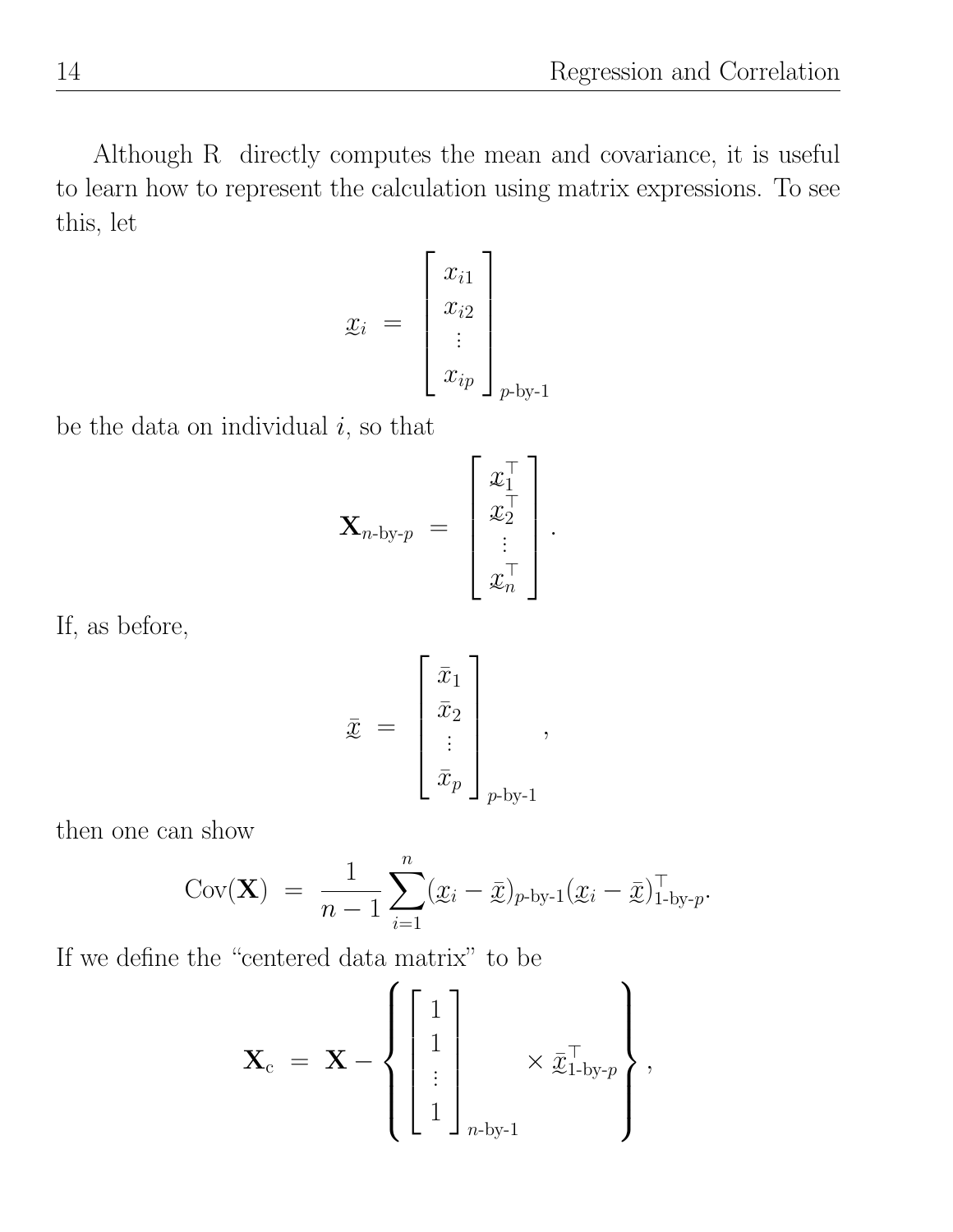Although R directly computes the mean and covariance, it is useful to learn how to represent the calculation using matrix expressions. To see this, let

$$\underset{\sim}{x}_i = \begin{bmatrix} x_{i1} \\ x_{i2} \\ \vdots \\ x_{ip} \end{bmatrix}_{p\text{-by-}1}$$

be the data on individual $i$, so that

$$\mathbf{X}_{n\text{-by-}p} = \begin{bmatrix} \underset{\sim}{x}_1^\top \\ \underset{\sim}{x}_2^\top \\ \vdots \\ \underset{\sim}{x}_n^\top \end{bmatrix}.$$

If, as before,

$$\underset{\sim}{\bar{x}} = \begin{bmatrix} \bar{x}_1 \\ \bar{x}_2 \\ \vdots \\ \bar{x}_p \end{bmatrix}_{p\text{-by-}1},$$

then one can show

$$\mathrm{Cov}(\mathbf{X}) = \frac{1}{n-1} \sum_{i=1}^{n} (\underset{\sim}{x}_i - \underset{\sim}{\bar{x}})_{p\text{-by-}1} (\underset{\sim}{x}_i - \underset{\sim}{\bar{x}})^\top_{1\text{-by-}p}.$$

If we define the "centered data matrix" to be

$$\mathbf{X}_{\mathrm{c}} = \mathbf{X} - \left\{ \begin{bmatrix} 1 \\ 1 \\ \vdots \\ 1 \end{bmatrix}_{n\text{-by-}1} \times \underset{\sim}{\bar{x}}^\top_{1\text{-by-}p} \right\},$$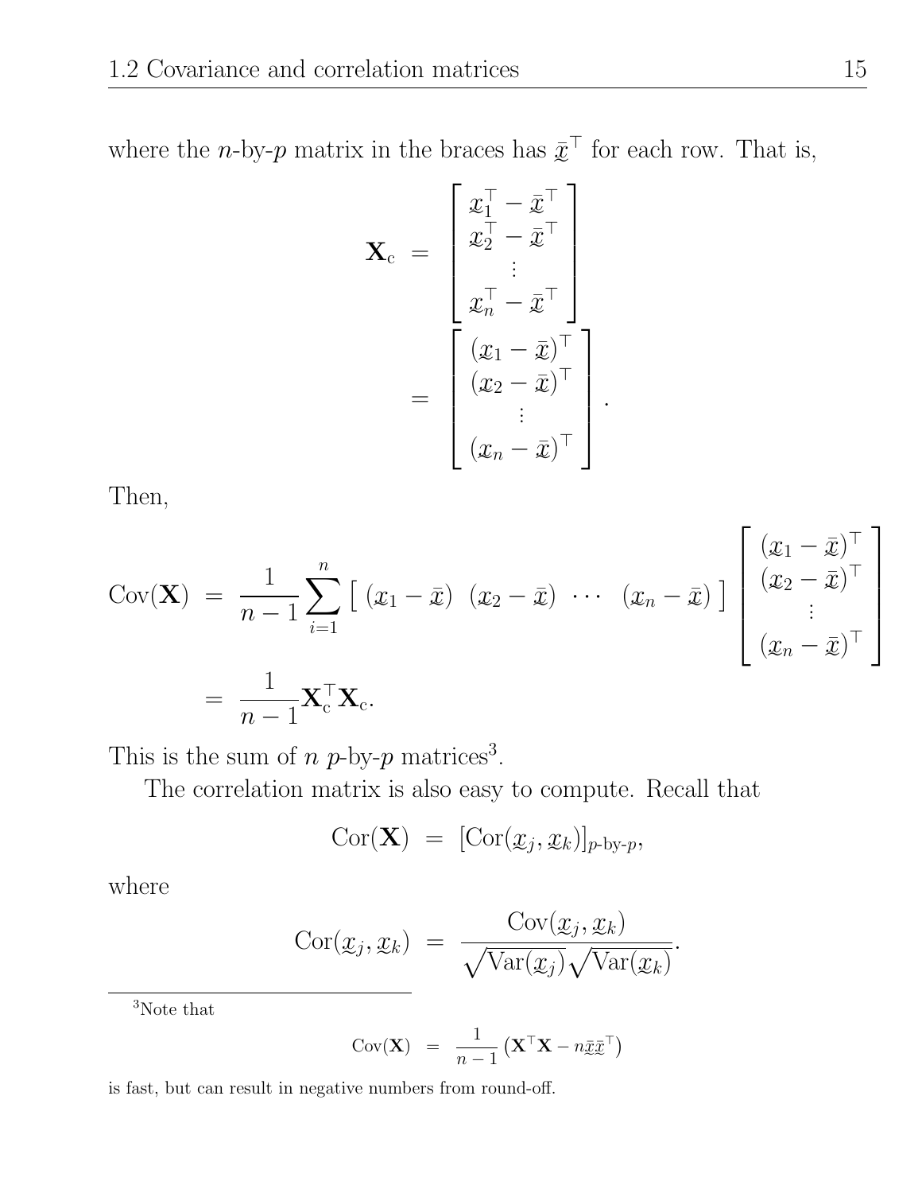where the $n$-by-$p$ matrix in the braces has $\bar{\underset{\sim}{x}}^\top$ for each row. That is,

$$
\mathbf{X}_\text{c} = \begin{bmatrix} \underset{\sim}{x}_1^\top - \bar{\underset{\sim}{x}}^\top \\ \underset{\sim}{x}_2^\top - \bar{\underset{\sim}{x}}^\top \\ \vdots \\ \underset{\sim}{x}_n^\top - \bar{\underset{\sim}{x}}^\top \end{bmatrix} = \begin{bmatrix} (\underset{\sim}{x}_1 - \bar{\underset{\sim}{x}})^\top \\ (\underset{\sim}{x}_2 - \bar{\underset{\sim}{x}})^\top \\ \vdots \\ (\underset{\sim}{x}_n - \bar{\underset{\sim}{x}})^\top \end{bmatrix}.
$$

Then,

$$
\begin{aligned}
\text{Cov}(\mathbf{X}) &= \frac{1}{n-1} \sum_{i=1}^{n} \begin{bmatrix} (\underset{\sim}{x}_1 - \bar{\underset{\sim}{x}}) & (\underset{\sim}{x}_2 - \bar{\underset{\sim}{x}}) & \cdots & (\underset{\sim}{x}_n - \bar{\underset{\sim}{x}}) \end{bmatrix} \begin{bmatrix} (\underset{\sim}{x}_1 - \bar{\underset{\sim}{x}})^\top \\ (\underset{\sim}{x}_2 - \bar{\underset{\sim}{x}})^\top \\ \vdots \\ (\underset{\sim}{x}_n - \bar{\underset{\sim}{x}})^\top \end{bmatrix} \\
&= \frac{1}{n-1} \mathbf{X}_\text{c}^\top \mathbf{X}_\text{c}.
\end{aligned}
$$

This is the sum of $n$ $p$-by-$p$ matrices[3].

The correlation matrix is also easy to compute. Recall that

$$
\text{Cor}(\mathbf{X}) = [\text{Cor}(\underset{\sim}{x}_j, \underset{\sim}{x}_k)]_{p\text{-by-}p},
$$

where

$$
\text{Cor}(\underset{\sim}{x}_j, \underset{\sim}{x}_k) = \frac{\text{Cov}(\underset{\sim}{x}_j, \underset{\sim}{x}_k)}{\sqrt{\text{Var}(\underset{\sim}{x}_j)}\sqrt{\text{Var}(\underset{\sim}{x}_k)}}.
$$

---

[3]Note that

$$
\text{Cov}(\mathbf{X}) = \frac{1}{n-1} \left( \mathbf{X}^\top \mathbf{X} - n \bar{\underset{\sim}{x}} \bar{\underset{\sim}{x}}^\top \right)
$$

is fast, but can result in negative numbers from round-off.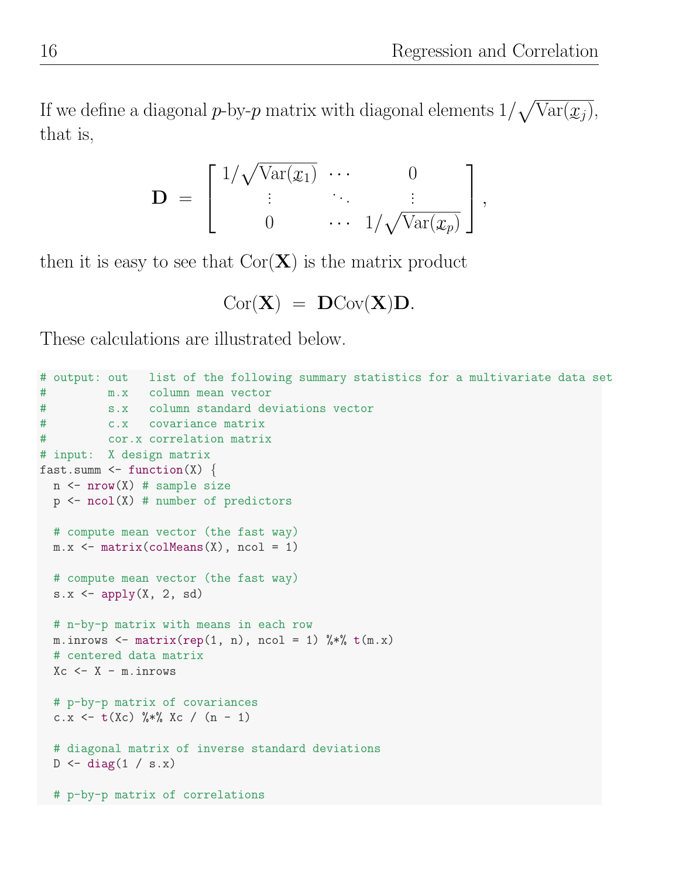If we define a diagonal $p$-by-$p$ matrix with diagonal elements $1/\sqrt{\text{Var}(x_j)}$, that is,

$$
\mathbf{D} \;=\; \begin{bmatrix} 1/\sqrt{\text{Var}(x_1)} & \cdots & 0 \\ \vdots & \ddots & \vdots \\ 0 & \cdots & 1/\sqrt{\text{Var}(x_p)} \end{bmatrix},
$$

then it is easy to see that $\text{Cor}(\mathbf{X})$ is the matrix product

$$
\text{Cor}(\mathbf{X}) \;=\; \mathbf{D}\text{Cov}(\mathbf{X})\mathbf{D}.
$$

These calculations are illustrated below.

```
# output: out   list of the following summary statistics for a multivariate data set
#         m.x   column mean vector
#         s.x   column standard deviations vector
#         c.x   covariance matrix
#         cor.x correlation matrix
# input:  X design matrix
fast.summ <- function(X) {
  n <- nrow(X) # sample size
  p <- ncol(X) # number of predictors

  # compute mean vector (the fast way)
  m.x <- matrix(colMeans(X), ncol = 1)

  # compute mean vector (the fast way)
  s.x <- apply(X, 2, sd)

  # n-by-p matrix with means in each row
  m.inrows <- matrix(rep(1, n), ncol = 1) %*% t(m.x)
  # centered data matrix
  Xc <- X - m.inrows

  # p-by-p matrix of covariances
  c.x <- t(Xc) %*% Xc / (n - 1)

  # diagonal matrix of inverse standard deviations
  D <- diag(1 / s.x)

  # p-by-p matrix of correlations
```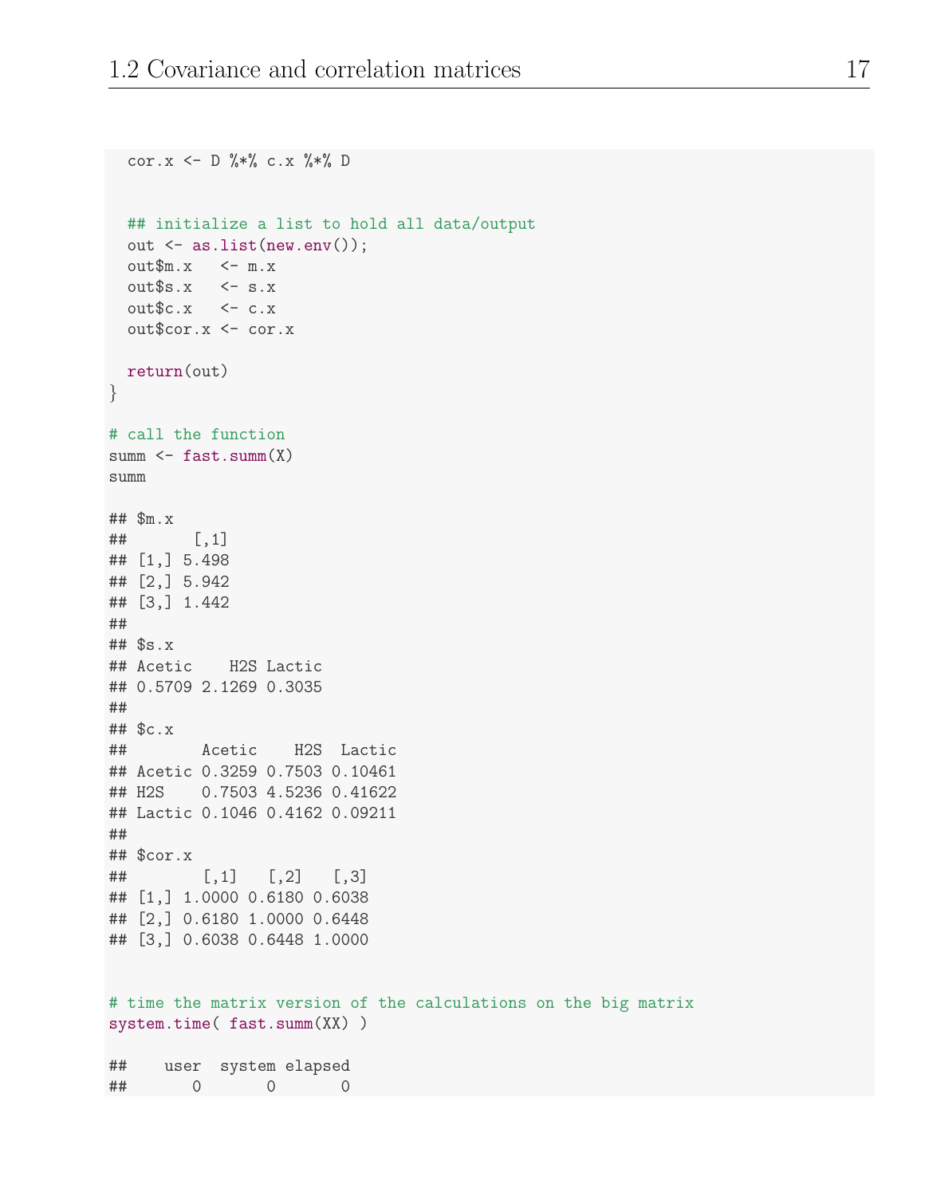```
  cor.x <- D %*% c.x %*% D


  ## initialize a list to hold all data/output
  out <- as.list(new.env());
  out$m.x   <- m.x
  out$s.x   <- s.x
  out$c.x   <- c.x
  out$cor.x <- cor.x

  return(out)
}

# call the function
summ <- fast.summ(X)
summ

## $m.x
##       [,1]
## [1,] 5.498
## [2,] 5.942
## [3,] 1.442
##
## $s.x
## Acetic    H2S Lactic
## 0.5709 2.1269 0.3035
##
## $c.x
##        Acetic    H2S  Lactic
## Acetic 0.3259 0.7503 0.10461
## H2S    0.7503 4.5236 0.41622
## Lactic 0.1046 0.4162 0.09211
##
## $cor.x
##        [,1]   [,2]   [,3]
## [1,] 1.0000 0.6180 0.6038
## [2,] 0.6180 1.0000 0.6448
## [3,] 0.6038 0.6448 1.0000


# time the matrix version of the calculations on the big matrix
system.time( fast.summ(XX) )

##    user  system elapsed
##       0       0       0
```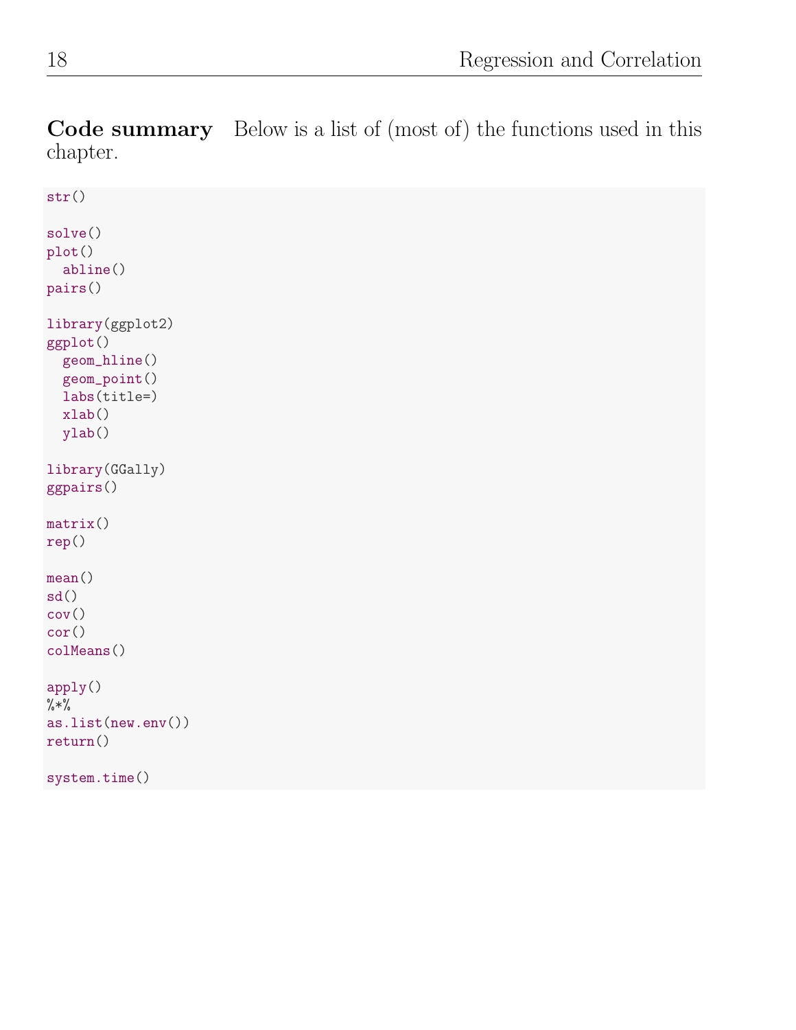**Code summary** Below is a list of (most of) the functions used in this chapter.

```
str()

solve()
plot()
  abline()
pairs()

library(ggplot2)
ggplot()
  geom_hline()
  geom_point()
  labs(title=)
  xlab()
  ylab()

library(GGally)
ggpairs()

matrix()
rep()

mean()
sd()
cov()
cor()
colMeans()

apply()
%*%
as.list(new.env())
return()

system.time()
```